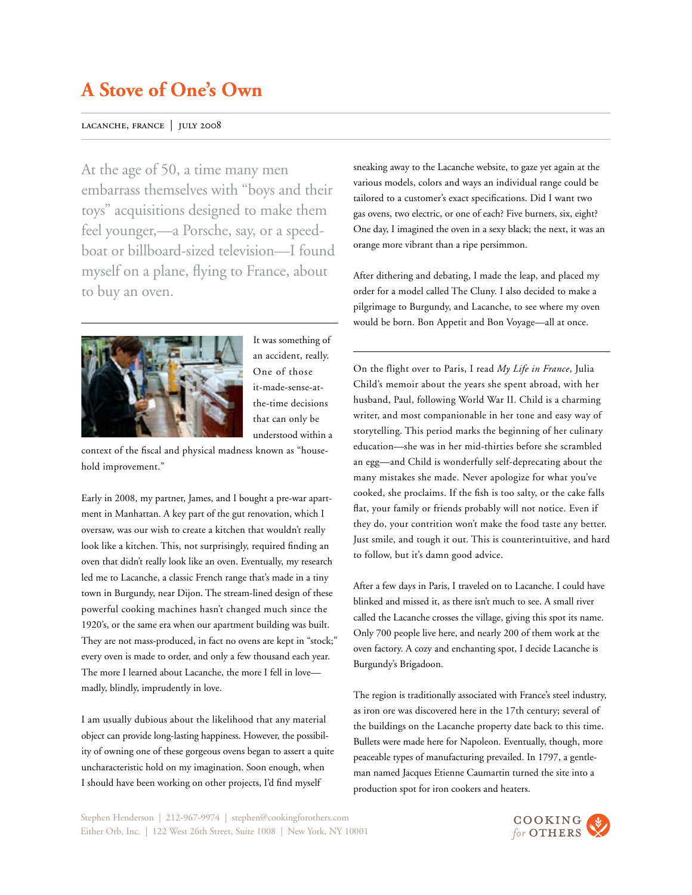# A Stove of One's Own

LACANCHE, FRANCE | JULY 2008

At the age of 50, a time many men embarrass themselves with "boys and their toys" acquisitions designed to make them feel younger,—a Porsche, say, or a speedboat or billboard-sized television—I found myself on a plane, flying to France, about to buy an oven.

It was something of an accident, really. One of those it-made-sense-at-the-time decisions that can only be understood within a context of the fiscal and physical madness known as "household improvement."

Early in 2008, my partner, James, and I bought a pre-war apartment in Manhattan. A key part of the gut renovation, which I oversaw, was our wish to create a kitchen that wouldn't really look like a kitchen. This, not surprisingly, required finding an oven that didn't really look like an oven. Eventually, my research led me to Lacanche, a classic French range that's made in a tiny town in Burgundy, near Dijon. The stream-lined design of these powerful cooking machines hasn't changed much since the 1920's, or the same era when our apartment building was built. They are not mass-produced, in fact no ovens are kept in "stock;" every oven is made to order, and only a few thousand each year. The more I learned about Lacanche, the more I fell in love—madly, blindly, imprudently in love.

I am usually dubious about the likelihood that any material object can provide long-lasting happiness. However, the possibility of owning one of these gorgeous ovens began to assert a quite uncharacteristic hold on my imagination. Soon enough, when I should have been working on other projects, I'd find myself sneaking away to the Lacanche website, to gaze yet again at the various models, colors and ways an individual range could be tailored to a customer's exact specifications. Did I want two gas ovens, two electric, or one of each? Five burners, six, eight? One day, I imagined the oven in a sexy black; the next, it was an orange more vibrant than a ripe persimmon.

After dithering and debating, I made the leap, and placed my order for a model called The Cluny. I also decided to make a pilgrimage to Burgundy, and Lacanche, to see where my oven would be born. Bon Appetit and Bon Voyage—all at once.

On the flight over to Paris, I read *My Life in France*, Julia Child's memoir about the years she spent abroad, with her husband, Paul, following World War II. Child is a charming writer, and most companionable in her tone and easy way of storytelling. This period marks the beginning of her culinary education—she was in her mid-thirties before she scrambled an egg—and Child is wonderfully self-deprecating about the many mistakes she made. Never apologize for what you've cooked, she proclaims. If the fish is too salty, or the cake falls flat, your family or friends probably will not notice. Even if they do, your contrition won't make the food taste any better. Just smile, and tough it out. This is counterintuitive, and hard to follow, but it's damn good advice.

After a few days in Paris, I traveled on to Lacanche. I could have blinked and missed it, as there isn't much to see. A small river called the Lacanche crosses the village, giving this spot its name. Only 700 people live here, and nearly 200 of them work at the oven factory. A cozy and enchanting spot, I decide Lacanche is Burgundy's Brigadoon.

The region is traditionally associated with France's steel industry, as iron ore was discovered here in the 17th century; several of the buildings on the Lacanche property date back to this time. Bullets were made here for Napoleon. Eventually, though, more peaceable types of manufacturing prevailed. In 1797, a gentleman named Jacques Etienne Caumartin turned the site into a production spot for iron cookers and heaters.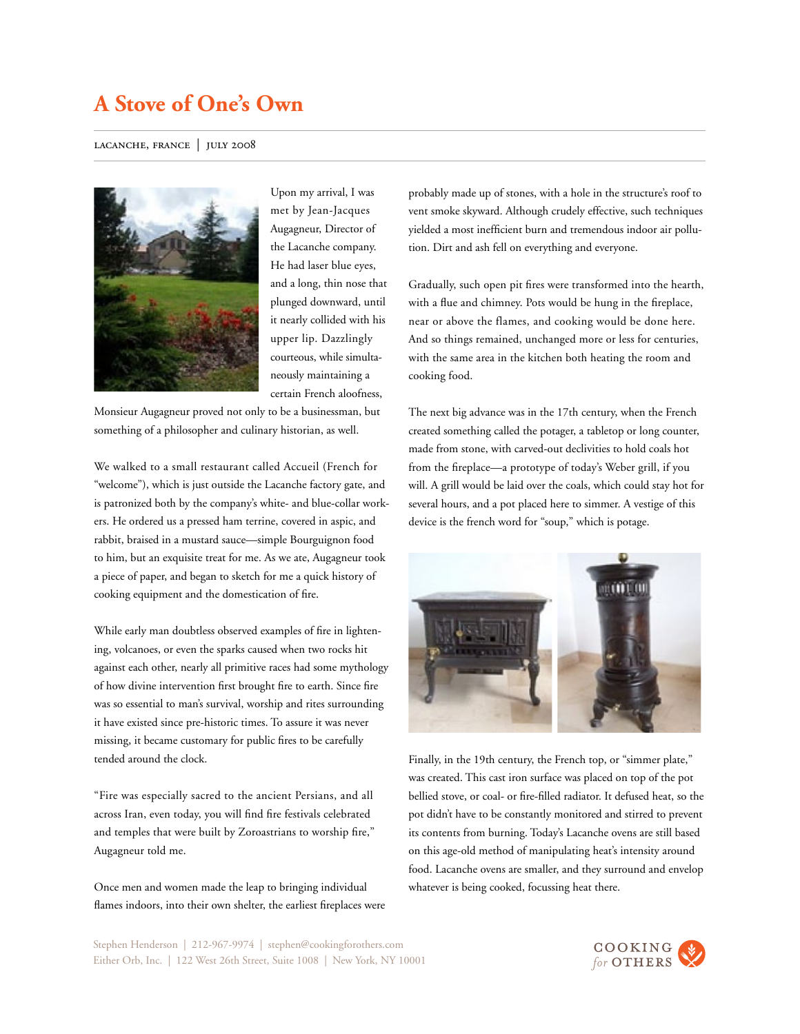# A Stove of One's Own

LACANCHE, FRANCE | JULY 2008

Upon my arrival, I was met by Jean-Jacques Augagneur, Director of the Lacanche company. He had laser blue eyes, and a long, thin nose that plunged downward, until it nearly collided with his upper lip. Dazzlingly courteous, while simultaneously maintaining a certain French aloofness, Monsieur Augagneur proved not only to be a businessman, but something of a philosopher and culinary historian, as well.

We walked to a small restaurant called Accueil (French for "welcome"), which is just outside the Lacanche factory gate, and is patronized both by the company's white- and blue-collar workers. He ordered us a pressed ham terrine, covered in aspic, and rabbit, braised in a mustard sauce—simple Bourguignon food to him, but an exquisite treat for me. As we ate, Augagneur took a piece of paper, and began to sketch for me a quick history of cooking equipment and the domestication of fire.

While early man doubtless observed examples of fire in lightening, volcanoes, or even the sparks caused when two rocks hit against each other, nearly all primitive races had some mythology of how divine intervention first brought fire to earth. Since fire was so essential to man's survival, worship and rites surrounding it have existed since pre-historic times. To assure it was never missing, it became customary for public fires to be carefully tended around the clock.

"Fire was especially sacred to the ancient Persians, and all across Iran, even today, you will find fire festivals celebrated and temples that were built by Zoroastrians to worship fire," Augagneur told me.

Once men and women made the leap to bringing individual flames indoors, into their own shelter, the earliest fireplaces were probably made up of stones, with a hole in the structure's roof to vent smoke skyward. Although crudely effective, such techniques yielded a most inefficient burn and tremendous indoor air pollution. Dirt and ash fell on everything and everyone.

Gradually, such open pit fires were transformed into the hearth, with a flue and chimney. Pots would be hung in the fireplace, near or above the flames, and cooking would be done here. And so things remained, unchanged more or less for centuries, with the same area in the kitchen both heating the room and cooking food.

The next big advance was in the 17th century, when the French created something called the potager, a tabletop or long counter, made from stone, with carved-out declivities to hold coals hot from the fireplace—a prototype of today's Weber grill, if you will. A grill would be laid over the coals, which could stay hot for several hours, and a pot placed here to simmer. A vestige of this device is the french word for "soup," which is potage.

Finally, in the 19th century, the French top, or "simmer plate," was created. This cast iron surface was placed on top of the pot bellied stove, or coal- or fire-filled radiator. It defused heat, so the pot didn't have to be constantly monitored and stirred to prevent its contents from burning. Today's Lacanche ovens are still based on this age-old method of manipulating heat's intensity around food. Lacanche ovens are smaller, and they surround and envelop whatever is being cooked, focussing heat there.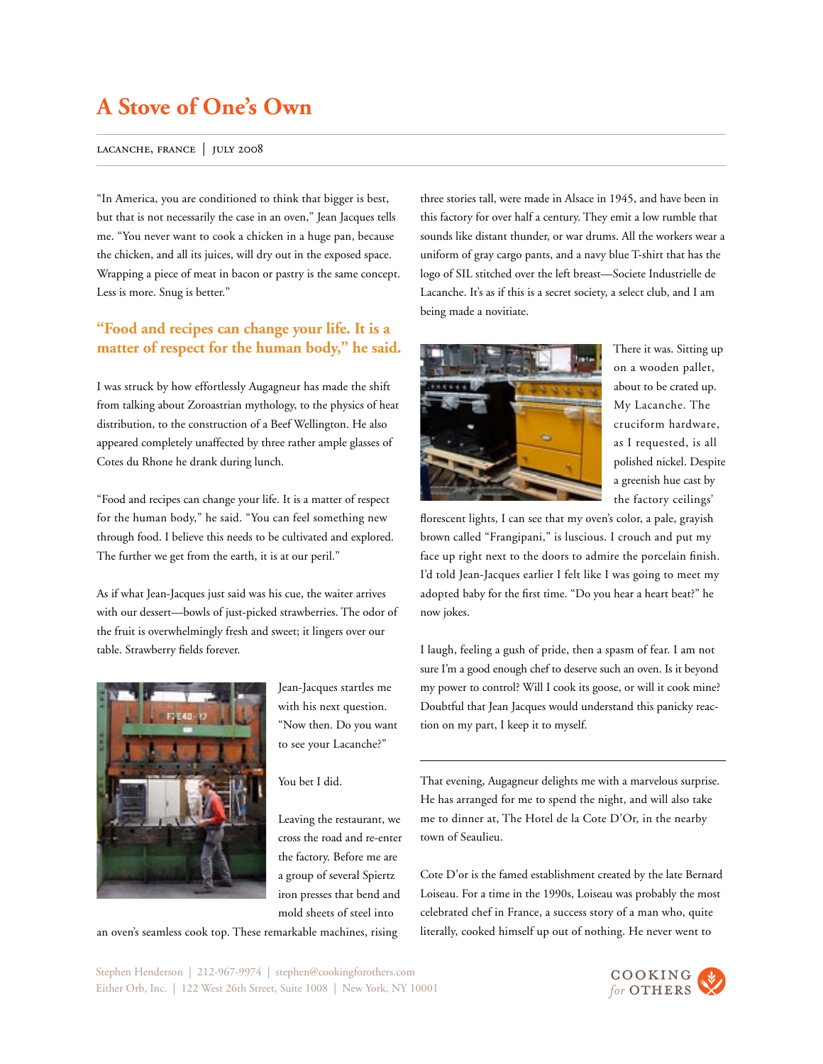# A Stove of One's Own

LACANCHE, FRANCE | JULY 2008

"In America, you are conditioned to think that bigger is best, but that is not necessarily the case in an oven," Jean Jacques tells me. "You never want to cook a chicken in a huge pan, because the chicken, and all its juices, will dry out in the exposed space. Wrapping a piece of meat in bacon or pastry is the same concept. Less is more. Snug is better."

> "Food and recipes can change your life. It is a matter of respect for the human body," he said.

I was struck by how effortlessly Augagneur has made the shift from talking about Zoroastrian mythology, to the physics of heat distribution, to the construction of a Beef Wellington. He also appeared completely unaffected by three rather ample glasses of Cotes du Rhone he drank during lunch.

"Food and recipes can change your life. It is a matter of respect for the human body," he said. "You can feel something new through food. I believe this needs to be cultivated and explored. The further we get from the earth, it is at our peril."

As if what Jean-Jacques just said was his cue, the waiter arrives with our dessert—bowls of just-picked strawberries. The odor of the fruit is overwhelmingly fresh and sweet; it lingers over our table. Strawberry fields forever.

Jean-Jacques startles me with his next question. "Now then. Do you want to see your Lacanche?"

You bet I did.

Leaving the restaurant, we cross the road and re-enter the factory. Before me are a group of several Spiertz iron presses that bend and mold sheets of steel into an oven's seamless cook top. These remarkable machines, rising three stories tall, were made in Alsace in 1945, and have been in this factory for over half a century. They emit a low rumble that sounds like distant thunder, or war drums. All the workers wear a uniform of gray cargo pants, and a navy blue T-shirt that has the logo of SIL stitched over the left breast—Societe Industrielle de Lacanche. It's as if this is a secret society, a select club, and I am being made a novitiate.

There it was. Sitting up on a wooden pallet, about to be crated up. My Lacanche. The cruciform hardware, as I requested, is all polished nickel. Despite a greenish hue cast by the factory ceilings' florescent lights, I can see that my oven's color, a pale, grayish brown called "Frangipani," is luscious. I crouch and put my face up right next to the doors to admire the porcelain finish. I'd told Jean-Jacques earlier I felt like I was going to meet my adopted baby for the first time. "Do you hear a heart beat?" he now jokes.

I laugh, feeling a gush of pride, then a spasm of fear. I am not sure I'm a good enough chef to deserve such an oven. Is it beyond my power to control? Will I cook its goose, or will it cook mine? Doubtful that Jean Jacques would understand this panicky reaction on my part, I keep it to myself.

---

That evening, Augagneur delights me with a marvelous surprise. He has arranged for me to spend the night, and will also take me to dinner at, The Hotel de la Cote D'Or, in the nearby town of Seaulieu.

Cote D'or is the famed establishment created by the late Bernard Loiseau. For a time in the 1990s, Loiseau was probably the most celebrated chef in France, a success story of a man who, quite literally, cooked himself up out of nothing. He never went to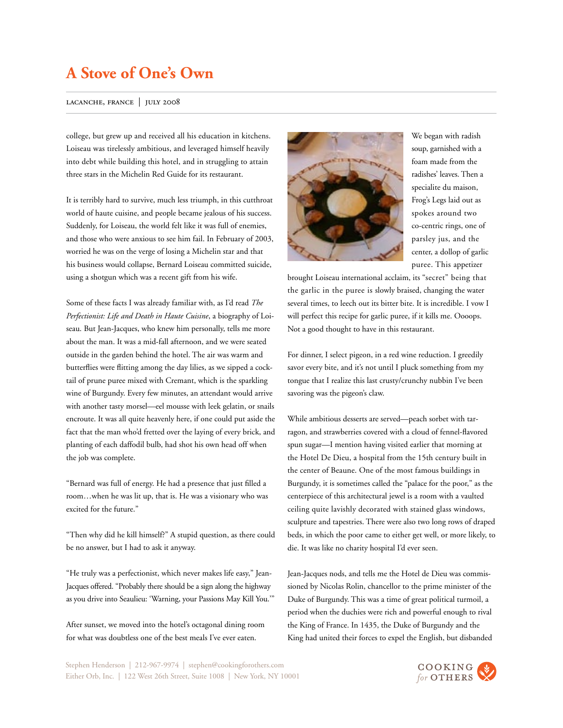# A Stove of One's Own

LACANCHE, FRANCE | JULY 2008

college, but grew up and received all his education in kitchens. Loiseau was tirelessly ambitious, and leveraged himself heavily into debt while building this hotel, and in struggling to attain three stars in the Michelin Red Guide for its restaurant.

It is terribly hard to survive, much less triumph, in this cutthroat world of haute cuisine, and people became jealous of his success. Suddenly, for Loiseau, the world felt like it was full of enemies, and those who were anxious to see him fail. In February of 2003, worried he was on the verge of losing a Michelin star and that his business would collapse, Bernard Loiseau committed suicide, using a shotgun which was a recent gift from his wife.

Some of these facts I was already familiar with, as I'd read *The Perfectionist: Life and Death in Haute Cuisine*, a biography of Loiseau. But Jean-Jacques, who knew him personally, tells me more about the man. It was a mid-fall afternoon, and we were seated outside in the garden behind the hotel. The air was warm and butterflies were flitting among the day lilies, as we sipped a cocktail of prune puree mixed with Cremant, which is the sparkling wine of Burgundy. Every few minutes, an attendant would arrive with another tasty morsel—eel mousse with leek gelatin, or snails encroute. It was all quite heavenly here, if one could put aside the fact that the man who'd fretted over the laying of every brick, and planting of each daffodil bulb, had shot his own head off when the job was complete.

"Bernard was full of energy. He had a presence that just filled a room…when he was lit up, that is. He was a visionary who was excited for the future."

"Then why did he kill himself?" A stupid question, as there could be no answer, but I had to ask it anyway.

"He truly was a perfectionist, which never makes life easy," Jean-Jacques offered. "Probably there should be a sign along the highway as you drive into Seaulieu: 'Warning, your Passions May Kill You.'"

After sunset, we moved into the hotel's octagonal dining room for what was doubtless one of the best meals I've ever eaten.

We began with radish soup, garnished with a foam made from the radishes' leaves. Then a specialite du maison, Frog's Legs laid out as spokes around two co-centric rings, one of parsley jus, and the center, a dollop of garlic puree. This appetizer brought Loiseau international acclaim, its "secret" being that the garlic in the puree is slowly braised, changing the water several times, to leech out its bitter bite. It is incredible. I vow I will perfect this recipe for garlic puree, if it kills me. Oooops. Not a good thought to have in this restaurant.

For dinner, I select pigeon, in a red wine reduction. I greedily savor every bite, and it's not until I pluck something from my tongue that I realize this last crusty/crunchy nubbin I've been savoring was the pigeon's claw.

While ambitious desserts are served—peach sorbet with tarragon, and strawberries covered with a cloud of fennel-flavored spun sugar—I mention having visited earlier that morning at the Hotel De Dieu, a hospital from the 15th century built in the center of Beaune. One of the most famous buildings in Burgundy, it is sometimes called the "palace for the poor," as the centerpiece of this architectural jewel is a room with a vaulted ceiling quite lavishly decorated with stained glass windows, sculpture and tapestries. There were also two long rows of draped beds, in which the poor came to either get well, or more likely, to die. It was like no charity hospital I'd ever seen.

Jean-Jacques nods, and tells me the Hotel de Dieu was commissioned by Nicolas Rolin, chancellor to the prime minister of the Duke of Burgundy. This was a time of great political turmoil, a period when the duchies were rich and powerful enough to rival the King of France. In 1435, the Duke of Burgundy and the King had united their forces to expel the English, but disbanded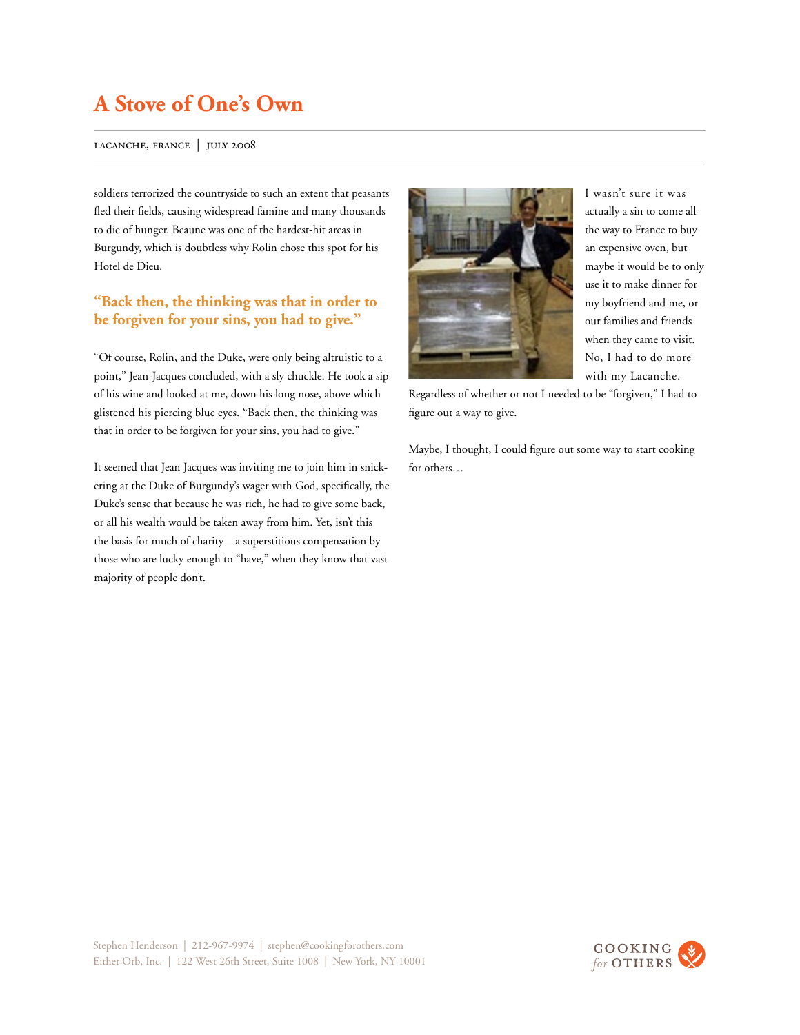soldiers terrorized the countryside to such an extent that peasants fled their fields, causing widespread famine and many thousands to die of hunger. Beaune was one of the hardest-hit areas in Burgundy, which is doubtless why Rolin chose this spot for his Hotel de Dieu.

**"Back then, the thinking was that in order to be forgiven for your sins, you had to give."**

"Of course, Rolin, and the Duke, were only being altruistic to a point," Jean-Jacques concluded, with a sly chuckle. He took a sip of his wine and looked at me, down his long nose, above which glistened his piercing blue eyes. "Back then, the thinking was that in order to be forgiven for your sins, you had to give."

It seemed that Jean Jacques was inviting me to join him in snickering at the Duke of Burgundy's wager with God, specifically, the Duke's sense that because he was rich, he had to give some back, or all his wealth would be taken away from him. Yet, isn't this the basis for much of charity—a superstitious compensation by those who are lucky enough to "have," when they know that vast majority of people don't.

I wasn't sure it was actually a sin to come all the way to France to buy an expensive oven, but maybe it would be to only use it to make dinner for my boyfriend and me, or our families and friends when they came to visit. No, I had to do more with my Lacanche. Regardless of whether or not I needed to be "forgiven," I had to figure out a way to give.

Maybe, I thought, I could figure out some way to start cooking for others…